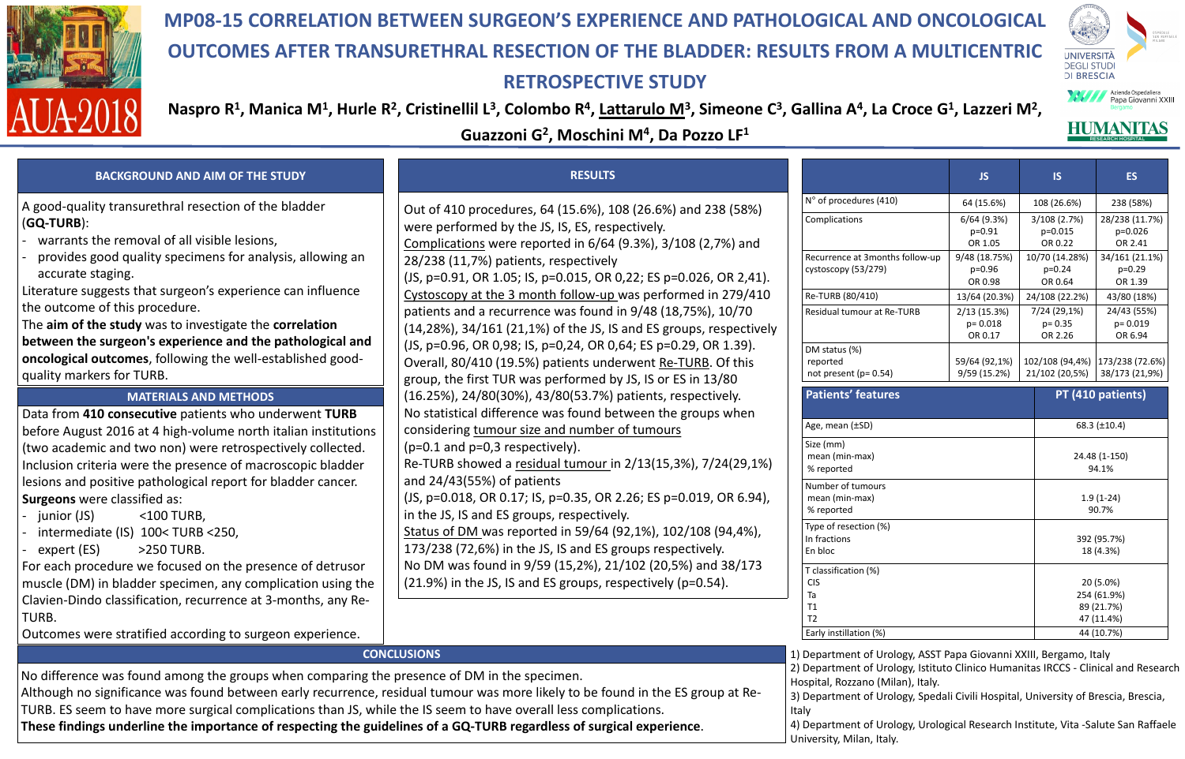# MP08-15 CORRELATION BETWEEN SURGEON'S EXPERIENCE AND PATHOLOGICAL AND ONCOLOGICAL OUTCOMES AFTER TRANSURETHRAL RESECTION OF THE BLADDER: RESULTS FROM A MULTICENTRIC RETROSPECTIVE STUDY

**Naspro R[1], Manica M[1], Hurle R[2], Cristinellil L[3], Colombo R[4], Lattarulo M[3], Simeone C[3], Gallina A[4], La Croce G[1], Lazzeri M[2], Guazzoni G[2], Moschini M[4], Da Pozzo LF[1]**

## BACKGROUND AND AIM OF THE STUDY

A good-quality transurethral resection of the bladder (**GQ-TURB**):

- warrants the removal of all visible lesions,
- provides good quality specimens for analysis, allowing an accurate staging.

Literature suggests that surgeon's experience can influence the outcome of this procedure.

The **aim of the study** was to investigate the **correlation between the surgeon's experience and the pathological and oncological outcomes**, following the well-established good-quality markers for TURB.

## MATERIALS AND METHODS

Data from **410 consecutive** patients who underwent **TURB** before August 2016 at 4 high-volume north italian institutions (two academic and two non) were retrospectively collected. Inclusion criteria were the presence of macroscopic bladder lesions and positive pathological report for bladder cancer.

**Surgeons** were classified as:

- junior (JS) <100 TURB,
- intermediate (IS) 100< TURB <250,
- expert (ES) >250 TURB.

For each procedure we focused on the presence of detrusor muscle (DM) in bladder specimen, any complication using the Clavien-Dindo classification, recurrence at 3-months, any Re-TURB.

Outcomes were stratified according to surgeon experience.

## RESULTS

Out of 410 procedures, 64 (15.6%), 108 (26.6%) and 238 (58%) were performed by the JS, IS, ES, respectively.

Complications were reported in 6/64 (9.3%), 3/108 (2,7%) and 28/238 (11,7%) patients, respectively (JS, p=0.91, OR 1.05; IS, p=0.015, OR 0,22; ES p=0.026, OR 2,41).

Cystoscopy at the 3 month follow-up was performed in 279/410 patients and a recurrence was found in 9/48 (18,75%), 10/70 (14,28%), 34/161 (21,1%) of the JS, IS and ES groups, respectively (JS, p=0.96, OR 0,98; IS, p=0,24, OR 0,64; ES p=0.29, OR 1.39).

Overall, 80/410 (19.5%) patients underwent Re-TURB. Of this group, the first TUR was performed by JS, IS or ES in 13/80 (16.25%), 24/80(30%), 43/80(53.7%) patients, respectively.

No statistical difference was found between the groups when considering tumour size and number of tumours (p=0.1 and p=0,3 respectively).

Re-TURB showed a residual tumour in 2/13(15,3%), 7/24(29,1%) and 24/43(55%) of patients (JS, p=0.018, OR 0.17; IS, p=0.35, OR 2.26; ES p=0.019, OR 6.94), in the JS, IS and ES groups, respectively.

Status of DM was reported in 59/64 (92,1%), 102/108 (94,4%), 173/238 (72,6%) in the JS, IS and ES groups respectively.

No DM was found in 9/59 (15,2%), 21/102 (20,5%) and 38/173 (21.9%) in the JS, IS and ES groups, respectively (p=0.54).

| | JS | IS | ES |
|---|---|---|---|
| N° of procedures (410) | 64 (15.6%) | 108 (26.6%) | 238 (58%) |
| Complications | 6/64 (9.3%) p=0.91 OR 1.05 | 3/108 (2.7%) p=0.015 OR 0.22 | 28/238 (11.7%) p=0.026 OR 2.41 |
| Recurrence at 3months follow-up cystoscopy (53/279) | 9/48 (18.75%) p=0.96 OR 0.98 | 10/70 (14.28%) p=0.24 OR 0.64 | 34/161 (21.1%) p=0.29 OR 1.39 |
| Re-TURB (80/410) | 13/64 (20.3%) | 24/108 (22.2%) | 43/80 (18%) |
| Residual tumour at Re-TURB | 2/13 (15.3%) p= 0.018 OR 0.17 | 7/24 (29,1%) p= 0.35 OR 2.26 | 24/43 (55%) p= 0.019 OR 6.94 |
| DM status (%) reported | 59/64 (92,1%) | 102/108 (94,4%) | 173/238 (72.6%) |
| not present (p= 0.54) | 9/59 (15.2%) | 21/102 (20,5%) | 38/173 (21,9%) |

| Patients' features | PT (410 patients) |
|---|---|
| Age, mean (±SD) | 68.3 (±10.4) |
| Size (mm) mean (min-max) | 24.48 (1-150) |
| % reported | 94.1% |
| Number of tumours mean (min-max) | 1.9 (1-24) |
| % reported | 90.7% |
| Type of resection (%) In fractions | 392 (95.7%) |
| En bloc | 18 (4.3%) |
| T classification (%) CIS | 20 (5.0%) |
| Ta | 254 (61.9%) |
| T1 | 89 (21.7%) |
| T2 | 47 (11.4%) |
| Early instillation (%) | 44 (10.7%) |

## CONCLUSIONS

No difference was found among the groups when comparing the presence of DM in the specimen.

Although no significance was found between early recurrence, residual tumour was more likely to be found in the ES group at Re-TURB. ES seem to have more surgical complications than JS, while the IS seem to have overall less complications.

**These findings underline the importance of respecting the guidelines of a GQ-TURB regardless of surgical experience**.

1) Department of Urology, ASST Papa Giovanni XXIII, Bergamo, Italy
2) Department of Urology, Istituto Clinico Humanitas IRCCS - Clinical and Research Hospital, Rozzano (Milan), Italy.
3) Department of Urology, Spedali Civili Hospital, University of Brescia, Brescia, Italy
4) Department of Urology, Urological Research Institute, Vita -Salute San Raffaele University, Milan, Italy.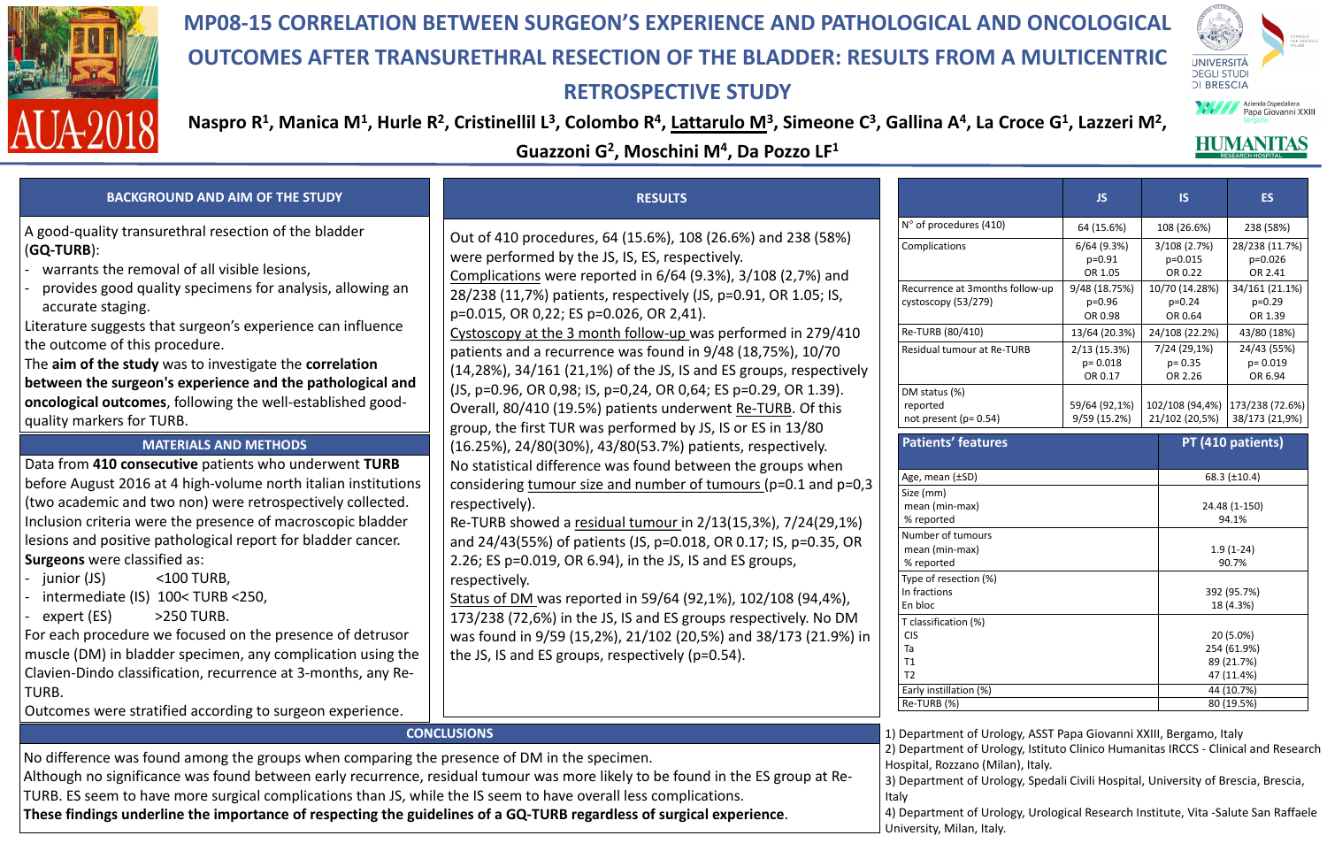# MP08-15 CORRELATION BETWEEN SURGEON'S EXPERIENCE AND PATHOLOGICAL AND ONCOLOGICAL OUTCOMES AFTER TRANSURETHRAL RESECTION OF THE BLADDER: RESULTS FROM A MULTICENTRIC RETROSPECTIVE STUDY

**Naspro R[1], Manica M[1], Hurle R[2], Cristinelli L[3], Colombo R[4], Lattarulo M[3], Simeone C[3], Gallina A[4], La Croce G[1], Lazzeri M[2], Guazzoni G[2], Moschini M[4], Da Pozzo LF[1]**

## BACKGROUND AND AIM OF THE STUDY

A good-quality transurethral resection of the bladder (**GQ-TURB**):

- warrants the removal of all visible lesions,
- provides good quality specimens for analysis, allowing an accurate staging.

Literature suggests that surgeon's experience can influence the outcome of this procedure.

The **aim of the study** was to investigate the **correlation between the surgeon's experience and the pathological and oncological outcomes**, following the well-established good-quality markers for TURB.

## MATERIALS AND METHODS

Data from **410 consecutive** patients who underwent **TURB** before August 2016 at 4 high-volume north italian institutions (two academic and two non) were retrospectively collected. Inclusion criteria were the presence of macroscopic bladder lesions and positive pathological report for bladder cancer.

**Surgeons** were classified as:

- junior (JS) <100 TURB,
- intermediate (IS) 100< TURB <250,
- expert (ES) >250 TURB.

For each procedure we focused on the presence of detrusor muscle (DM) in bladder specimen, any complication using the Clavien-Dindo classification, recurrence at 3-months, any Re-TURB.

Outcomes were stratified according to surgeon experience.

## RESULTS

Out of 410 procedures, 64 (15.6%), 108 (26.6%) and 238 (58%) were performed by the JS, IS, ES, respectively.

Complications were reported in 6/64 (9.3%), 3/108 (2,7%) and 28/238 (11,7%) patients, respectively (JS, p=0.91, OR 1.05; IS, p=0.015, OR 0,22; ES p=0.026, OR 2,41).

Cystoscopy at the 3 month follow-up was performed in 279/410 patients and a recurrence was found in 9/48 (18,75%), 10/70 (14,28%), 34/161 (21,1%) of the JS, IS and ES groups, respectively (JS, p=0.96, OR 0,98; IS, p=0,24, OR 0,64; ES p=0.29, OR 1.39).

Overall, 80/410 (19.5%) patients underwent Re-TURB. Of this group, the first TUR was performed by JS, IS or ES in 13/80 (16.25%), 24/80(30%), 43/80(53.7%) patients, respectively.

No statistical difference was found between the groups when considering tumour size and number of tumours (p=0.1 and p=0,3 respectively).

Re-TURB showed a residual tumour in 2/13(15,3%), 7/24(29,1%) and 24/43(55%) of patients (JS, p=0.018, OR 0.17; IS, p=0.35, OR 2.26; ES p=0.019, OR 6.94), in the JS, IS and ES groups, respectively.

Status of DM was reported in 59/64 (92,1%), 102/108 (94,4%), 173/238 (72,6%) in the JS, IS and ES groups respectively. No DM was found in 9/59 (15,2%), 21/102 (20,5%) and 38/173 (21.9%) in the JS, IS and ES groups, respectively (p=0.54).

| | JS | IS | ES |
|---|---|---|---|
| N° of procedures (410) | 64 (15.6%) | 108 (26.6%) | 238 (58%) |
| Complications | 6/64 (9.3%) p=0.91 OR 1.05 | 3/108 (2.7%) p=0.015 OR 0.22 | 28/238 (11.7%) p=0.026 OR 2.41 |
| Recurrence at 3months follow-up cystoscopy (53/279) | 9/48 (18.75%) p=0.96 OR 0.98 | 10/70 (14.28%) p=0.24 OR 0.64 | 34/161 (21.1%) p=0.29 OR 1.39 |
| Re-TURB (80/410) | 13/64 (20.3%) | 24/108 (22.2%) | 43/80 (18%) |
| Residual tumour at Re-TURB | 2/13 (15.3%) p= 0.018 OR 0.17 | 7/24 (29,1%) p= 0.35 OR 2.26 | 24/43 (55%) p= 0.019 OR 6.94 |
| DM status (%) reported | 59/64 (92,1%) | 102/108 (94,4%) | 173/238 (72.6%) |
| not present (p= 0.54) | 9/59 (15.2%) | 21/102 (20,5%) | 38/173 (21,9%) |

| Patients' features | PT (410 patients) |
|---|---|
| Age, mean (±SD) | 68.3 (±10.4) |
| Size (mm) mean (min-max) | 24.48 (1-150) |
| % reported | 94.1% |
| Number of tumours mean (min-max) | 1.9 (1-24) |
| % reported | 90.7% |
| Type of resection (%) In fractions | 392 (95.7%) |
| En bloc | 18 (4.3%) |
| T classification (%) CIS | 20 (5.0%) |
| Ta | 254 (61.9%) |
| T1 | 89 (21.7%) |
| T2 | 47 (11.4%) |
| Early instillation (%) | 44 (10.7%) |
| Re-TURB (%) | 80 (19.5%) |

## CONCLUSIONS

No difference was found among the groups when comparing the presence of DM in the specimen.

Although no significance was found between early recurrence, residual tumour was more likely to be found in the ES group at Re-TURB. ES seem to have more surgical complications than JS, while the IS seem to have overall less complications.

**These findings underline the importance of respecting the guidelines of a GQ-TURB regardless of surgical experience**.

1) Department of Urology, ASST Papa Giovanni XXIII, Bergamo, Italy
2) Department of Urology, Istituto Clinico Humanitas IRCCS - Clinical and Research Hospital, Rozzano (Milan), Italy.
3) Department of Urology, Spedali Civili Hospital, University of Brescia, Brescia, Italy
4) Department of Urology, Urological Research Institute, Vita -Salute San Raffaele University, Milan, Italy.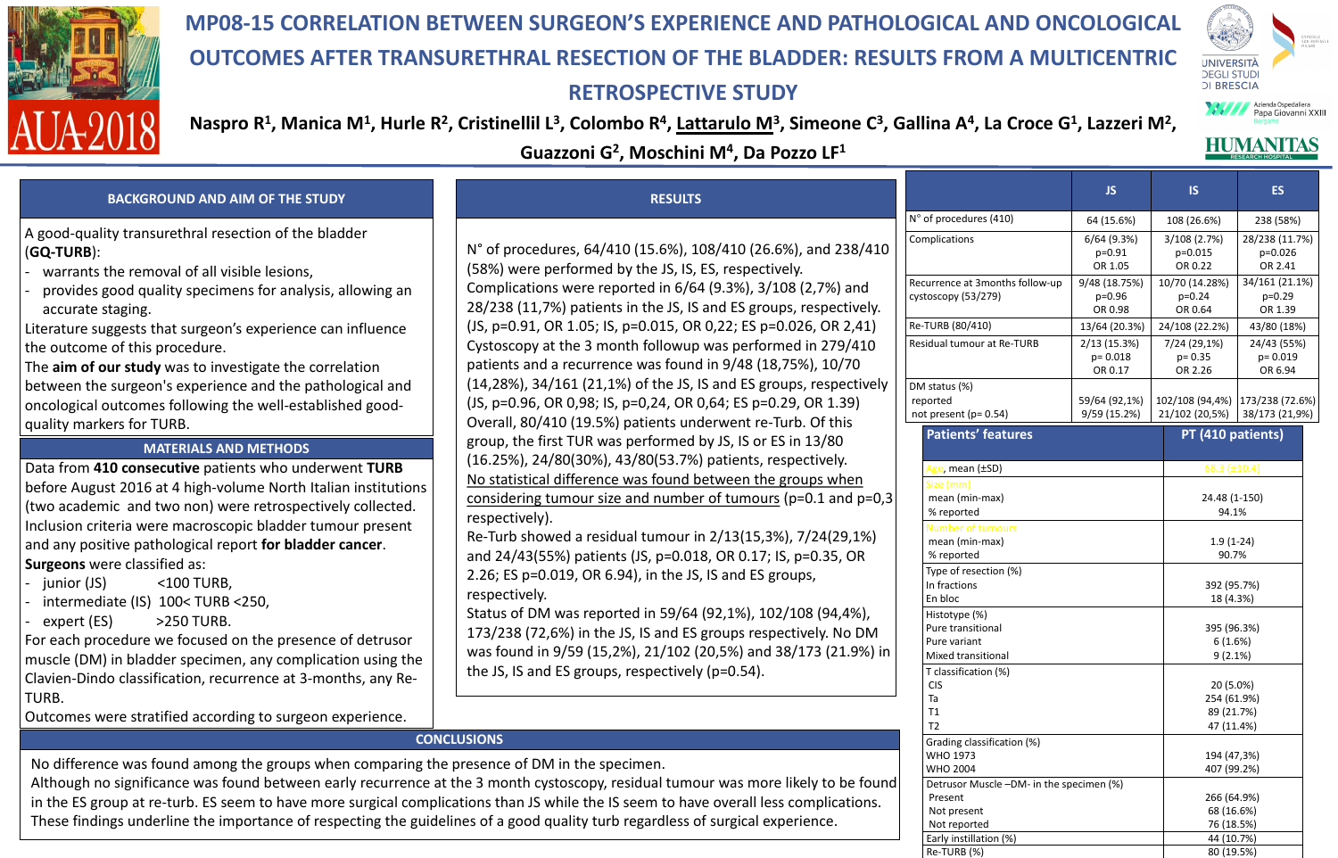# MP08-15 CORRELATION BETWEEN SURGEON'S EXPERIENCE AND PATHOLOGICAL AND ONCOLOGICAL OUTCOMES AFTER TRANSURETHRAL RESECTION OF THE BLADDER: RESULTS FROM A MULTICENTRIC RETROSPECTIVE STUDY

**Naspro R[1], Manica M[1], Hurle R[2], Cristinellil L[3], Colombo R[4], Lattarulo M[3], Simeone C[3], Gallina A[4], La Croce G[1], Lazzeri M[2], Guazzoni G[2], Moschini M[4], Da Pozzo LF[1]**

## BACKGROUND AND AIM OF THE STUDY

A good-quality transurethral resection of the bladder (**GQ-TURB**):

- warrants the removal of all visible lesions,
- provides good quality specimens for analysis, allowing an accurate staging.

Literature suggests that surgeon's experience can influence the outcome of this procedure.

The **aim of our study** was to investigate the correlation between the surgeon's experience and the pathological and oncological outcomes following the well-established good-quality markers for TURB.

## MATERIALS AND METHODS

Data from **410 consecutive** patients who underwent **TURB** before August 2016 at 4 high-volume North Italian institutions (two academic and two non) were retrospectively collected. Inclusion criteria were macroscopic bladder tumour present and any positive pathological report **for bladder cancer**.

**Surgeons** were classified as:

- junior (JS) <100 TURB,
- intermediate (IS) 100< TURB <250,
- expert (ES) >250 TURB.

For each procedure we focused on the presence of detrusor muscle (DM) in bladder specimen, any complication using the Clavien-Dindo classification, recurrence at 3-months, any Re-TURB.

Outcomes were stratified according to surgeon experience.

## RESULTS

N° of procedures, 64/410 (15.6%), 108/410 (26.6%), and 238/410 (58%) were performed by the JS, IS, ES, respectively.

Complications were reported in 6/64 (9.3%), 3/108 (2,7%) and 28/238 (11,7%) patients in the JS, IS and ES groups, respectively. (JS, p=0.91, OR 1.05; IS, p=0.015, OR 0,22; ES p=0.026, OR 2,41)

Cystoscopy at the 3 month followup was performed in 279/410 patients and a recurrence was found in 9/48 (18,75%), 10/70 (14,28%), 34/161 (21,1%) of the JS, IS and ES groups, respectively (JS, p=0.96, OR 0,98; IS, p=0,24, OR 0,64; ES p=0.29, OR 1.39)

Overall, 80/410 (19.5%) patients underwent re-Turb. Of this group, the first TUR was performed by JS, IS or ES in 13/80 (16.25%), 24/80(30%), 43/80(53.7%) patients, respectively.

No statistical difference was found between the groups when considering tumour size and number of tumours (p=0.1 and p=0,3 respectively).

Re-Turb showed a residual tumour in 2/13(15,3%), 7/24(29,1%) and 24/43(55%) patients (JS, p=0.018, OR 0.17; IS, p=0.35, OR 2.26; ES p=0.019, OR 6.94), in the JS, IS and ES groups, respectively.

Status of DM was reported in 59/64 (92,1%), 102/108 (94,4%), 173/238 (72,6%) in the JS, IS and ES groups respectively. No DM was found in 9/59 (15,2%), 21/102 (20,5%) and 38/173 (21.9%) in the JS, IS and ES groups, respectively (p=0.54).

| | JS | IS | ES |
|---|---|---|---|
| N° of procedures (410) | 64 (15.6%) | 108 (26.6%) | 238 (58%) |
| Complications | 6/64 (9.3%) p=0.91 OR 1.05 | 3/108 (2.7%) p=0.015 OR 0.22 | 28/238 (11.7%) p=0.026 OR 2.41 |
| Recurrence at 3months follow-up cystoscopy (53/279) | 9/48 (18.75%) p=0.96 OR 0.98 | 10/70 (14.28%) p=0.24 OR 0.64 | 34/161 (21.1%) p=0.29 OR 1.39 |
| Re-TURB (80/410) | 13/64 (20.3%) | 24/108 (22.2%) | 43/80 (18%) |
| Residual tumour at Re-TURB | 2/13 (15.3%) p= 0.018 OR 0.17 | 7/24 (29,1%) p= 0.35 OR 2.26 | 24/43 (55%) p= 0.019 OR 6.94 |
| DM status (%) reported / not present (p= 0.54) | 59/64 (92,1%) / 9/59 (15.2%) | 102/108 (94,4%) / 21/102 (20,5%) | 173/238 (72.6%) / 38/173 (21,9%) |

| Patients' features | PT (410 patients) |
|---|---|
| Age, mean (±SD) | 68.3 (±10.4) |
| Size (mm) mean (min-max) | 24.48 (1-150) |
| % reported | 94.1% |
| Number of tumours mean (min-max) | 1.9 (1-24) |
| % reported | 90.7% |
| Type of resection (%) | |
| In fractions | 392 (95.7%) |
| En bloc | 18 (4.3%) |
| Histotype (%) | |
| Pure transitional | 395 (96.3%) |
| Pure variant | 6 (1.6%) |
| Mixed transitional | 9 (2.1%) |
| T classification (%) | |
| CIS | 20 (5.0%) |
| Ta | 254 (61.9%) |
| T1 | 89 (21.7%) |
| T2 | 47 (11.4%) |
| Grading classification (%) | |
| WHO 1973 | 194 (47,3%) |
| WHO 2004 | 407 (99.2%) |
| Detrusor Muscle –DM- in the specimen (%) | |
| Present | 266 (64.9%) |
| Not present | 68 (16.6%) |
| Not reported | 76 (18.5%) |
| Early instillation (%) | 44 (10.7%) |
| Re-TURB (%) | 80 (19.5%) |

## CONCLUSIONS

No difference was found among the groups when comparing the presence of DM in the specimen.

Although no significance was found between early recurrence at the 3 month cystoscopy, residual tumour was more likely to be found in the ES group at re-turb. ES seem to have more surgical complications than JS while the IS seem to have overall less complications.

These findings underline the importance of respecting the guidelines of a good quality turb regardless of surgical experience.